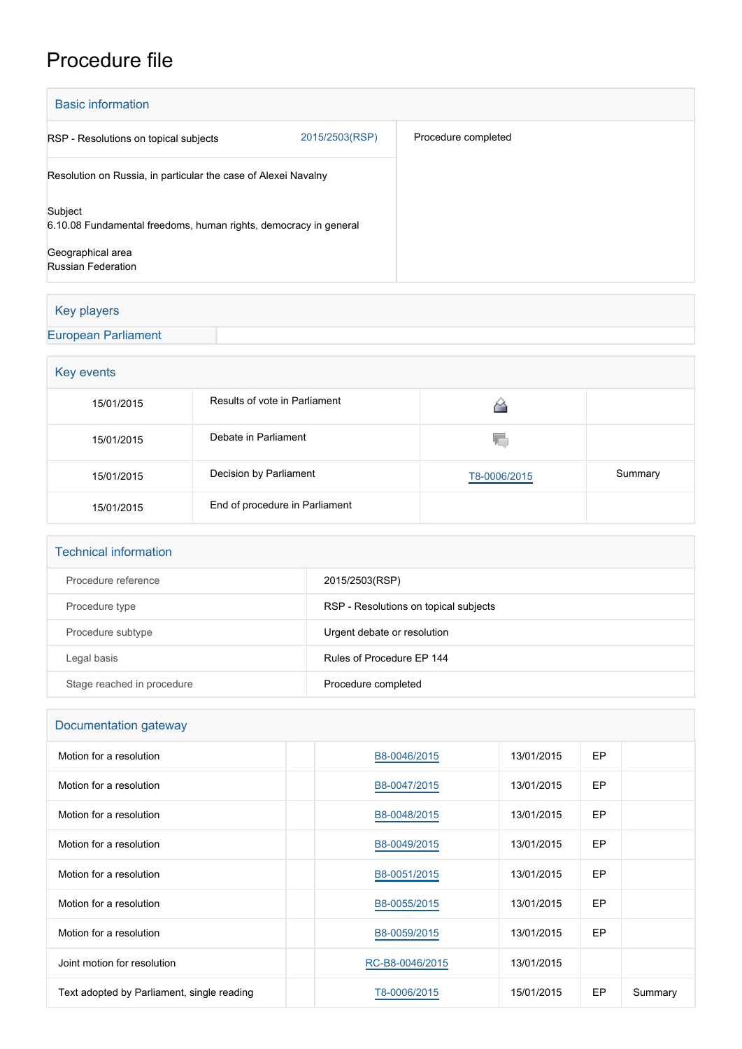# Procedure file

## Basic information

| | | |
|---|---|---|
| RSP - Resolutions on topical subjects | 2015/2503(RSP) | Procedure completed |

Resolution on Russia, in particular the case of Alexei Navalny

Subject
6.10.08 Fundamental freedoms, human rights, democracy in general

Geographical area
Russian Federation

## Key players

European Parliament

## Key events

| | | | |
|---|---|---|---|
| 15/01/2015 | Results of vote in Parliament | | |
| 15/01/2015 | Debate in Parliament | | |
| 15/01/2015 | Decision by Parliament | T8-0006/2015 | Summary |
| 15/01/2015 | End of procedure in Parliament | | |

## Technical information

| | |
|---|---|
| Procedure reference | 2015/2503(RSP) |
| Procedure type | RSP - Resolutions on topical subjects |
| Procedure subtype | Urgent debate or resolution |
| Legal basis | Rules of Procedure EP 144 |
| Stage reached in procedure | Procedure completed |

## Documentation gateway

| | | | | | |
|---|---|---|---|---|---|
| Motion for a resolution | | B8-0046/2015 | 13/01/2015 | EP | |
| Motion for a resolution | | B8-0047/2015 | 13/01/2015 | EP | |
| Motion for a resolution | | B8-0048/2015 | 13/01/2015 | EP | |
| Motion for a resolution | | B8-0049/2015 | 13/01/2015 | EP | |
| Motion for a resolution | | B8-0051/2015 | 13/01/2015 | EP | |
| Motion for a resolution | | B8-0055/2015 | 13/01/2015 | EP | |
| Motion for a resolution | | B8-0059/2015 | 13/01/2015 | EP | |
| Joint motion for resolution | | RC-B8-0046/2015 | 13/01/2015 | | |
| Text adopted by Parliament, single reading | | T8-0006/2015 | 15/01/2015 | EP | Summary |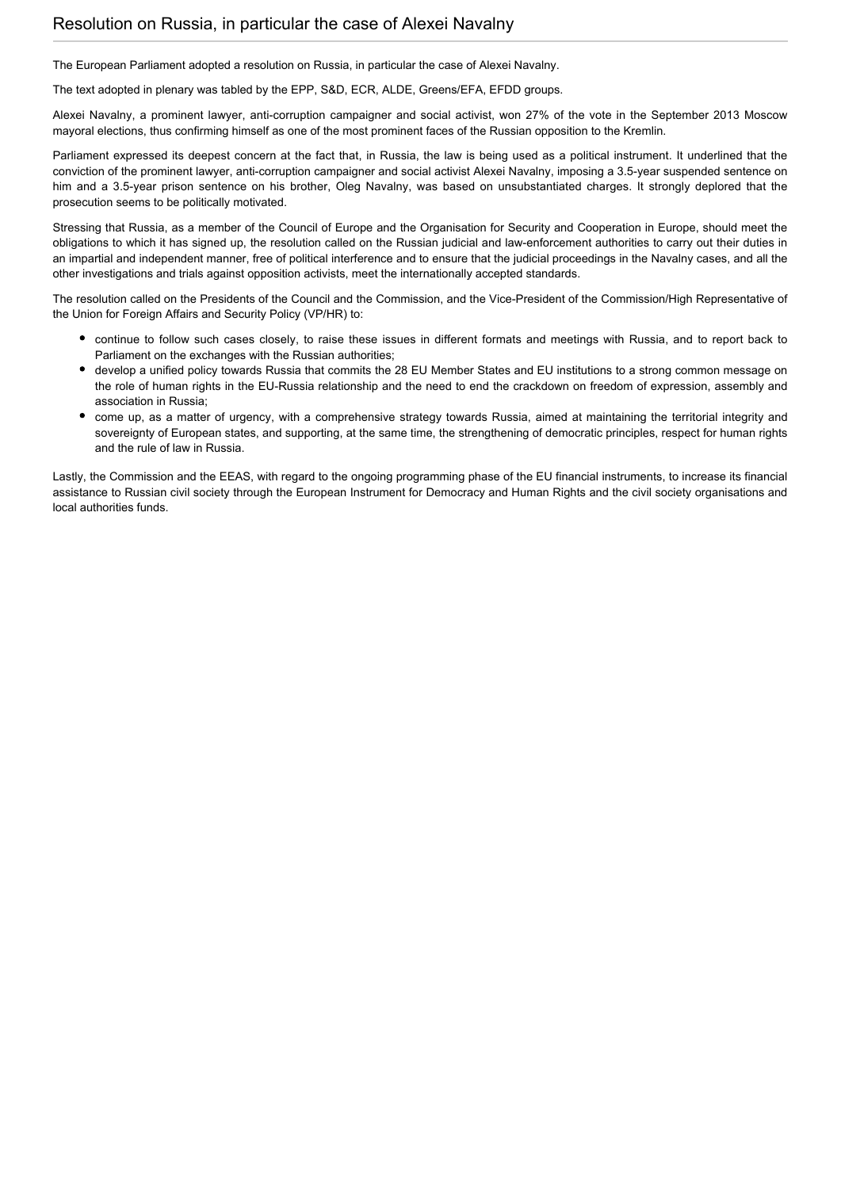# Resolution on Russia, in particular the case of Alexei Navalny

The European Parliament adopted a resolution on Russia, in particular the case of Alexei Navalny.

The text adopted in plenary was tabled by the EPP, S&D, ECR, ALDE, Greens/EFA, EFDD groups.

Alexei Navalny, a prominent lawyer, anti-corruption campaigner and social activist, won 27% of the vote in the September 2013 Moscow mayoral elections, thus confirming himself as one of the most prominent faces of the Russian opposition to the Kremlin.

Parliament expressed its deepest concern at the fact that, in Russia, the law is being used as a political instrument. It underlined that the conviction of the prominent lawyer, anti-corruption campaigner and social activist Alexei Navalny, imposing a 3.5-year suspended sentence on him and a 3.5-year prison sentence on his brother, Oleg Navalny, was based on unsubstantiated charges. It strongly deplored that the prosecution seems to be politically motivated.

Stressing that Russia, as a member of the Council of Europe and the Organisation for Security and Cooperation in Europe, should meet the obligations to which it has signed up, the resolution called on the Russian judicial and law-enforcement authorities to carry out their duties in an impartial and independent manner, free of political interference and to ensure that the judicial proceedings in the Navalny cases, and all the other investigations and trials against opposition activists, meet the internationally accepted standards.

The resolution called on the Presidents of the Council and the Commission, and the Vice-President of the Commission/High Representative of the Union for Foreign Affairs and Security Policy (VP/HR) to:

- continue to follow such cases closely, to raise these issues in different formats and meetings with Russia, and to report back to Parliament on the exchanges with the Russian authorities;
- develop a unified policy towards Russia that commits the 28 EU Member States and EU institutions to a strong common message on the role of human rights in the EU-Russia relationship and the need to end the crackdown on freedom of expression, assembly and association in Russia;
- come up, as a matter of urgency, with a comprehensive strategy towards Russia, aimed at maintaining the territorial integrity and sovereignty of European states, and supporting, at the same time, the strengthening of democratic principles, respect for human rights and the rule of law in Russia.

Lastly, the Commission and the EEAS, with regard to the ongoing programming phase of the EU financial instruments, to increase its financial assistance to Russian civil society through the European Instrument for Democracy and Human Rights and the civil society organisations and local authorities funds.